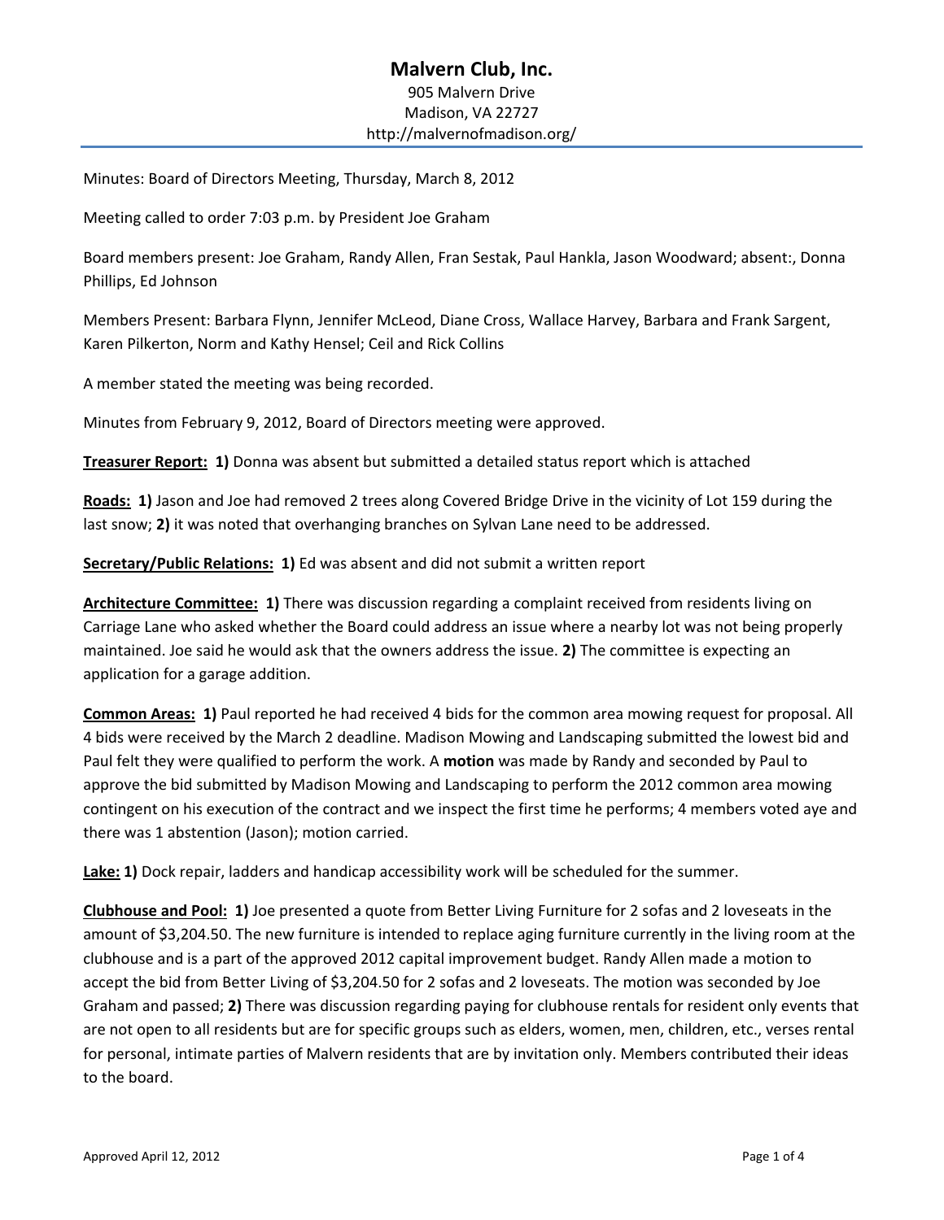# Malvern Club, Inc.

905 Malvern Drive
Madison, VA 22727
http://malvernofmadison.org/

---

Minutes: Board of Directors Meeting, Thursday, March 8, 2012

Meeting called to order 7:03 p.m. by President Joe Graham

Board members present: Joe Graham, Randy Allen, Fran Sestak, Paul Hankla, Jason Woodward; absent:, Donna Phillips, Ed Johnson

Members Present: Barbara Flynn, Jennifer McLeod, Diane Cross, Wallace Harvey, Barbara and Frank Sargent, Karen Pilkerton, Norm and Kathy Hensel; Ceil and Rick Collins

A member stated the meeting was being recorded.

Minutes from February 9, 2012, Board of Directors meeting were approved.

**Treasurer Report:** **1)** Donna was absent but submitted a detailed status report which is attached

**Roads:** **1)** Jason and Joe had removed 2 trees along Covered Bridge Drive in the vicinity of Lot 159 during the last snow; **2)** it was noted that overhanging branches on Sylvan Lane need to be addressed.

**Secretary/Public Relations:** **1)** Ed was absent and did not submit a written report

**Architecture Committee:** **1)** There was discussion regarding a complaint received from residents living on Carriage Lane who asked whether the Board could address an issue where a nearby lot was not being properly maintained. Joe said he would ask that the owners address the issue. **2)** The committee is expecting an application for a garage addition.

**Common Areas:** **1)** Paul reported he had received 4 bids for the common area mowing request for proposal. All 4 bids were received by the March 2 deadline. Madison Mowing and Landscaping submitted the lowest bid and Paul felt they were qualified to perform the work. A **motion** was made by Randy and seconded by Paul to approve the bid submitted by Madison Mowing and Landscaping to perform the 2012 common area mowing contingent on his execution of the contract and we inspect the first time he performs; 4 members voted aye and there was 1 abstention (Jason); motion carried.

**Lake:** **1)** Dock repair, ladders and handicap accessibility work will be scheduled for the summer.

**Clubhouse and Pool:** **1)** Joe presented a quote from Better Living Furniture for 2 sofas and 2 loveseats in the amount of $3,204.50. The new furniture is intended to replace aging furniture currently in the living room at the clubhouse and is a part of the approved 2012 capital improvement budget. Randy Allen made a motion to accept the bid from Better Living of $3,204.50 for 2 sofas and 2 loveseats. The motion was seconded by Joe Graham and passed; **2)** There was discussion regarding paying for clubhouse rentals for resident only events that are not open to all residents but are for specific groups such as elders, women, men, children, etc., verses rental for personal, intimate parties of Malvern residents that are by invitation only. Members contributed their ideas to the board.

Approved April 12, 2012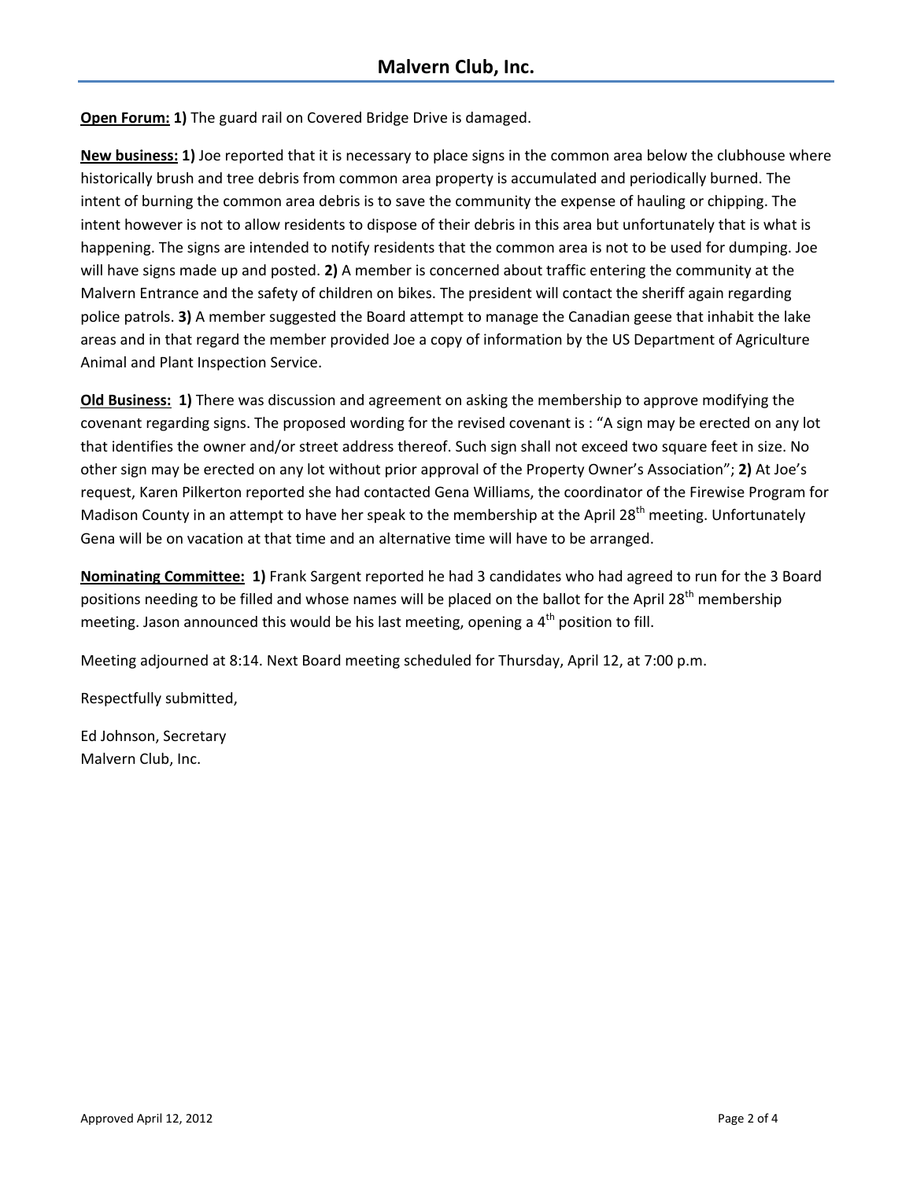**Open Forum:** **1)** The guard rail on Covered Bridge Drive is damaged.

**New business:** **1)** Joe reported that it is necessary to place signs in the common area below the clubhouse where historically brush and tree debris from common area property is accumulated and periodically burned. The intent of burning the common area debris is to save the community the expense of hauling or chipping. The intent however is not to allow residents to dispose of their debris in this area but unfortunately that is what is happening. The signs are intended to notify residents that the common area is not to be used for dumping. Joe will have signs made up and posted. **2)** A member is concerned about traffic entering the community at the Malvern Entrance and the safety of children on bikes. The president will contact the sheriff again regarding police patrols. **3)** A member suggested the Board attempt to manage the Canadian geese that inhabit the lake areas and in that regard the member provided Joe a copy of information by the US Department of Agriculture Animal and Plant Inspection Service.

**Old Business:** **1)** There was discussion and agreement on asking the membership to approve modifying the covenant regarding signs. The proposed wording for the revised covenant is : "A sign may be erected on any lot that identifies the owner and/or street address thereof. Such sign shall not exceed two square feet in size. No other sign may be erected on any lot without prior approval of the Property Owner's Association"; **2)** At Joe's request, Karen Pilkerton reported she had contacted Gena Williams, the coordinator of the Firewise Program for Madison County in an attempt to have her speak to the membership at the April 28th meeting. Unfortunately Gena will be on vacation at that time and an alternative time will have to be arranged.

**Nominating Committee:** **1)** Frank Sargent reported he had 3 candidates who had agreed to run for the 3 Board positions needing to be filled and whose names will be placed on the ballot for the April 28th membership meeting. Jason announced this would be his last meeting, opening a 4th position to fill.

Meeting adjourned at 8:14. Next Board meeting scheduled for Thursday, April 12, at 7:00 p.m.

Respectfully submitted,

Ed Johnson, Secretary
Malvern Club, Inc.

Approved April 12, 2012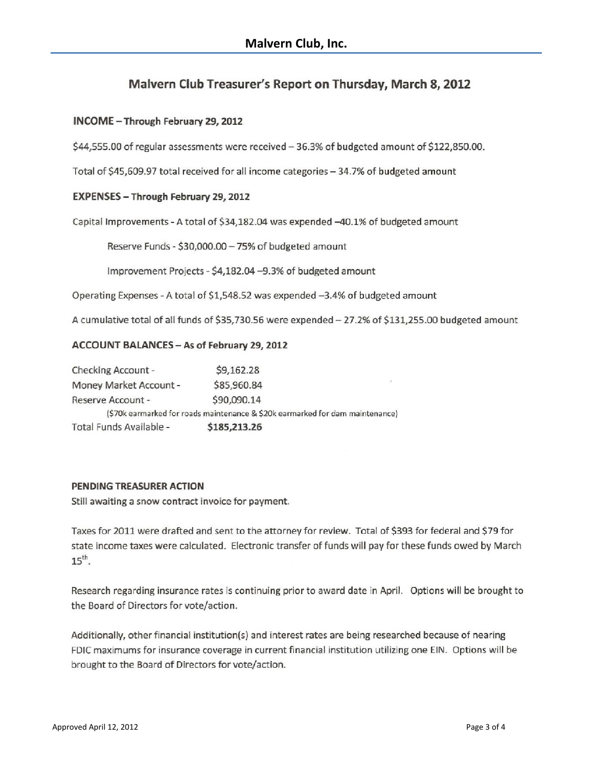# Malvern Club, Inc.

## Malvern Club Treasurer's Report on Thursday, March 8, 2012

### INCOME – Through February 29, 2012

$44,555.00 of regular assessments were received – 36.3% of budgeted amount of $122,850.00.

Total of $45,609.97 total received for all income categories – 34.7% of budgeted amount

### EXPENSES – Through February 29, 2012

Capital Improvements - A total of $34,182.04 was expended –40.1% of budgeted amount

> Reserve Funds - $30,000.00 – 75% of budgeted amount
>
> Improvement Projects - $4,182.04 –9.3% of budgeted amount

Operating Expenses - A total of $1,548.52 was expended –3.4% of budgeted amount

A cumulative total of all funds of $35,730.56 were expended – 27.2% of $131,255.00 budgeted amount

### ACCOUNT BALANCES – As of February 29, 2012

| | |
|---|---|
| Checking Account - | $9,162.28 |
| Money Market Account - | $85,960.84 |
| Reserve Account - | $90,090.14 |
| ($70k earmarked for roads maintenance & $20k earmarked for dam maintenance) | |
| Total Funds Available - | **$185,213.26** |

### PENDING TREASURER ACTION

Still awaiting a snow contract invoice for payment.

Taxes for 2011 were drafted and sent to the attorney for review. Total of $393 for federal and $79 for state income taxes were calculated. Electronic transfer of funds will pay for these funds owed by March 15th.

Research regarding insurance rates is continuing prior to award date in April. Options will be brought to the Board of Directors for vote/action.

Additionally, other financial institution(s) and interest rates are being researched because of nearing FDIC maximums for insurance coverage in current financial institution utilizing one EIN. Options will be brought to the Board of Directors for vote/action.

Approved April 12, 2012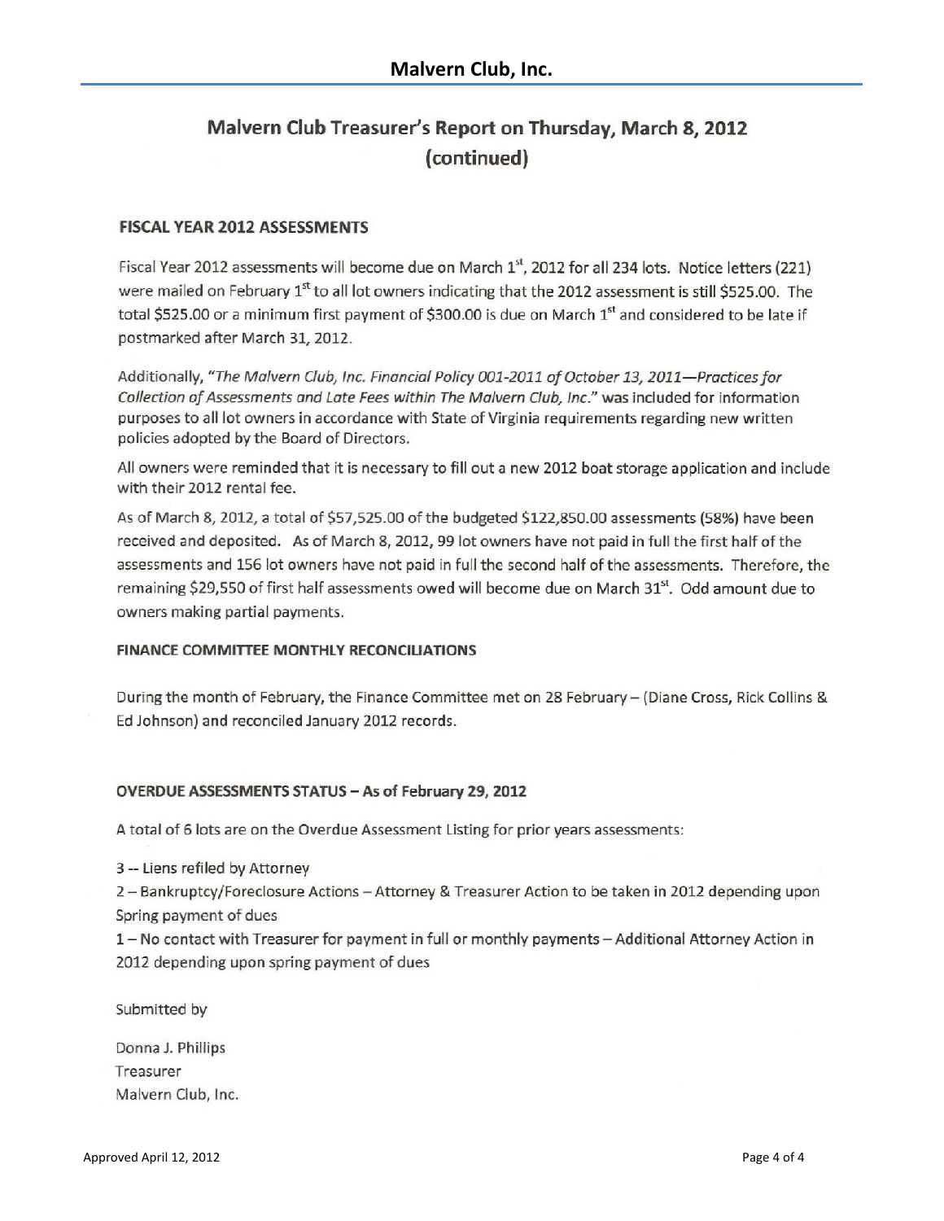Malvern Club, Inc.

# Malvern Club Treasurer's Report on Thursday, March 8, 2012 (continued)

## FISCAL YEAR 2012 ASSESSMENTS

Fiscal Year 2012 assessments will become due on March 1st, 2012 for all 234 lots. Notice letters (221) were mailed on February 1st to all lot owners indicating that the 2012 assessment is still $525.00. The total $525.00 or a minimum first payment of $300.00 is due on March 1st and considered to be late if postmarked after March 31, 2012.

Additionally, "*The Malvern Club, Inc. Financial Policy 001-2011 of October 13, 2011—Practices for Collection of Assessments and Late Fees within The Malvern Club, Inc.*" was included for information purposes to all lot owners in accordance with State of Virginia requirements regarding new written policies adopted by the Board of Directors.

All owners were reminded that it is necessary to fill out a new 2012 boat storage application and include with their 2012 rental fee.

As of March 8, 2012, a total of $57,525.00 of the budgeted $122,850.00 assessments (58%) have been received and deposited. As of March 8, 2012, 99 lot owners have not paid in full the first half of the assessments and 156 lot owners have not paid in full the second half of the assessments. Therefore, the remaining $29,550 of first half assessments owed will become due on March 31st. Odd amount due to owners making partial payments.

## FINANCE COMMITTEE MONTHLY RECONCILIATIONS

During the month of February, the Finance Committee met on 28 February – (Diane Cross, Rick Collins & Ed Johnson) and reconciled January 2012 records.

## OVERDUE ASSESSMENTS STATUS – As of February 29, 2012

A total of 6 lots are on the Overdue Assessment Listing for prior years assessments:

3 -- Liens refiled by Attorney

2 – Bankruptcy/Foreclosure Actions – Attorney & Treasurer Action to be taken in 2012 depending upon Spring payment of dues

1 – No contact with Treasurer for payment in full or monthly payments – Additional Attorney Action in 2012 depending upon spring payment of dues

Submitted by

Donna J. Phillips
Treasurer
Malvern Club, Inc.

Approved April 12, 2012